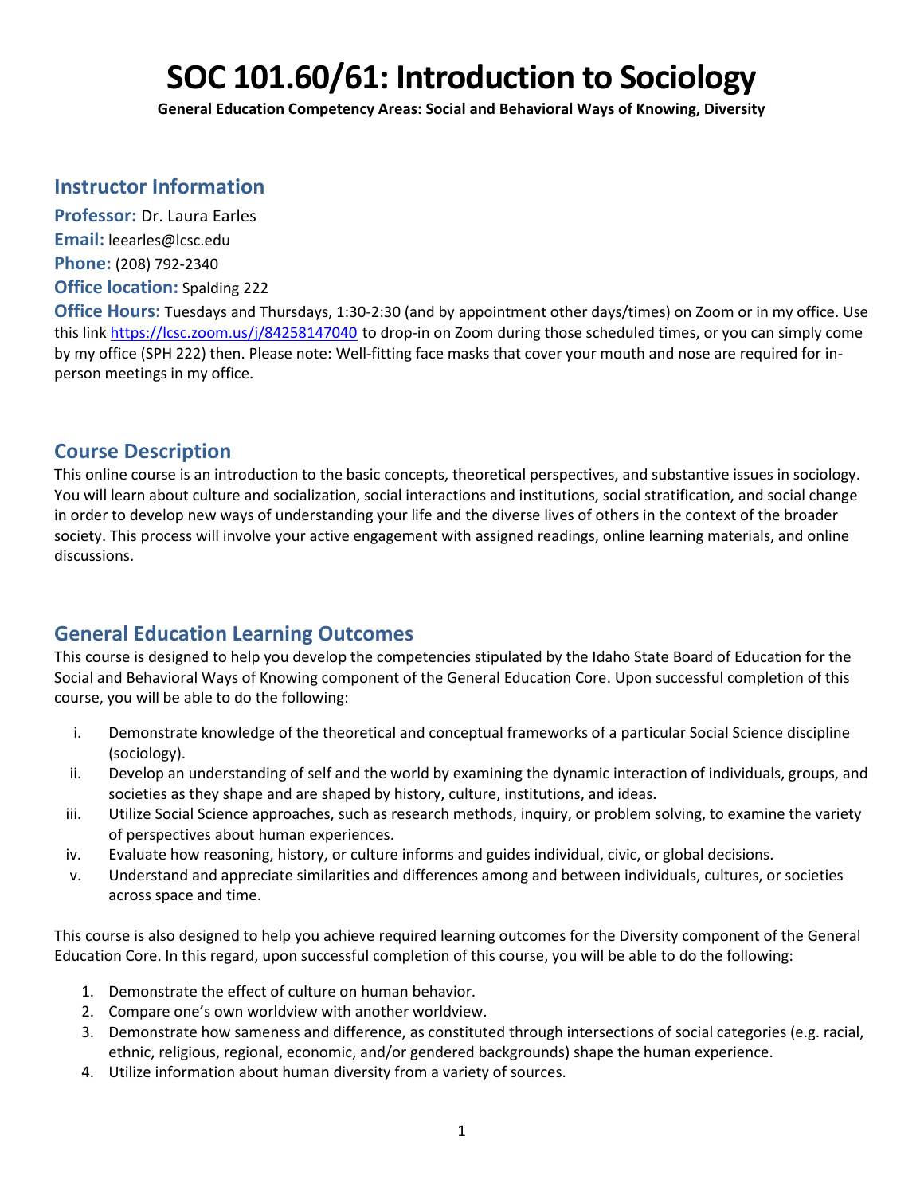# SOC 101.60/61: Introduction to Sociology

**General Education Competency Areas: Social and Behavioral Ways of Knowing, Diversity**

## Instructor Information

**Professor:** Dr. Laura Earles

**Email:** leearles@lcsc.edu

**Phone:** (208) 792-2340

**Office location:** Spalding 222

**Office Hours:** Tuesdays and Thursdays, 1:30-2:30 (and by appointment other days/times) on Zoom or in my office. Use this link https://lcsc.zoom.us/j/84258147040 to drop-in on Zoom during those scheduled times, or you can simply come by my office (SPH 222) then. Please note: Well-fitting face masks that cover your mouth and nose are required for in-person meetings in my office.

## Course Description

This online course is an introduction to the basic concepts, theoretical perspectives, and substantive issues in sociology. You will learn about culture and socialization, social interactions and institutions, social stratification, and social change in order to develop new ways of understanding your life and the diverse lives of others in the context of the broader society. This process will involve your active engagement with assigned readings, online learning materials, and online discussions.

## General Education Learning Outcomes

This course is designed to help you develop the competencies stipulated by the Idaho State Board of Education for the Social and Behavioral Ways of Knowing component of the General Education Core. Upon successful completion of this course, you will be able to do the following:

i. Demonstrate knowledge of the theoretical and conceptual frameworks of a particular Social Science discipline (sociology).
ii. Develop an understanding of self and the world by examining the dynamic interaction of individuals, groups, and societies as they shape and are shaped by history, culture, institutions, and ideas.
iii. Utilize Social Science approaches, such as research methods, inquiry, or problem solving, to examine the variety of perspectives about human experiences.
iv. Evaluate how reasoning, history, or culture informs and guides individual, civic, or global decisions.
v. Understand and appreciate similarities and differences among and between individuals, cultures, or societies across space and time.

This course is also designed to help you achieve required learning outcomes for the Diversity component of the General Education Core. In this regard, upon successful completion of this course, you will be able to do the following:

1. Demonstrate the effect of culture on human behavior.
2. Compare one's own worldview with another worldview.
3. Demonstrate how sameness and difference, as constituted through intersections of social categories (e.g. racial, ethnic, religious, regional, economic, and/or gendered backgrounds) shape the human experience.
4. Utilize information about human diversity from a variety of sources.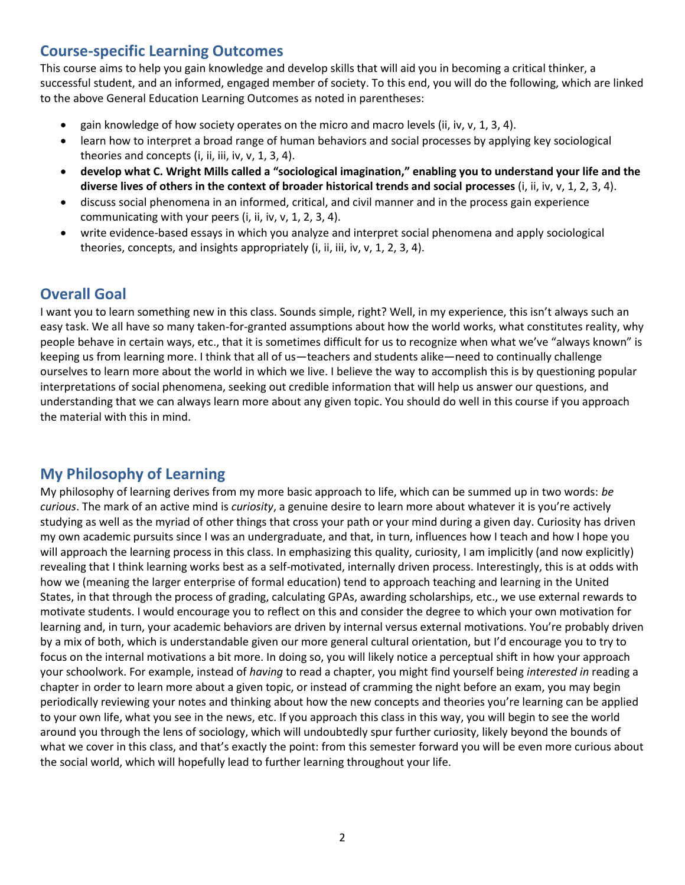## Course-specific Learning Outcomes

This course aims to help you gain knowledge and develop skills that will aid you in becoming a critical thinker, a successful student, and an informed, engaged member of society. To this end, you will do the following, which are linked to the above General Education Learning Outcomes as noted in parentheses:

- gain knowledge of how society operates on the micro and macro levels (ii, iv, v, 1, 3, 4).
- learn how to interpret a broad range of human behaviors and social processes by applying key sociological theories and concepts (i, ii, iii, iv, v, 1, 3, 4).
- **develop what C. Wright Mills called a "sociological imagination," enabling you to understand your life and the diverse lives of others in the context of broader historical trends and social processes** (i, ii, iv, v, 1, 2, 3, 4).
- discuss social phenomena in an informed, critical, and civil manner and in the process gain experience communicating with your peers (i, ii, iv, v, 1, 2, 3, 4).
- write evidence-based essays in which you analyze and interpret social phenomena and apply sociological theories, concepts, and insights appropriately (i, ii, iii, iv, v, 1, 2, 3, 4).

## Overall Goal

I want you to learn something new in this class. Sounds simple, right? Well, in my experience, this isn't always such an easy task. We all have so many taken-for-granted assumptions about how the world works, what constitutes reality, why people behave in certain ways, etc., that it is sometimes difficult for us to recognize when what we've "always known" is keeping us from learning more. I think that all of us—teachers and students alike—need to continually challenge ourselves to learn more about the world in which we live. I believe the way to accomplish this is by questioning popular interpretations of social phenomena, seeking out credible information that will help us answer our questions, and understanding that we can always learn more about any given topic. You should do well in this course if you approach the material with this in mind.

## My Philosophy of Learning

My philosophy of learning derives from my more basic approach to life, which can be summed up in two words: *be curious*. The mark of an active mind is *curiosity*, a genuine desire to learn more about whatever it is you're actively studying as well as the myriad of other things that cross your path or your mind during a given day. Curiosity has driven my own academic pursuits since I was an undergraduate, and that, in turn, influences how I teach and how I hope you will approach the learning process in this class. In emphasizing this quality, curiosity, I am implicitly (and now explicitly) revealing that I think learning works best as a self-motivated, internally driven process. Interestingly, this is at odds with how we (meaning the larger enterprise of formal education) tend to approach teaching and learning in the United States, in that through the process of grading, calculating GPAs, awarding scholarships, etc., we use external rewards to motivate students. I would encourage you to reflect on this and consider the degree to which your own motivation for learning and, in turn, your academic behaviors are driven by internal versus external motivations. You're probably driven by a mix of both, which is understandable given our more general cultural orientation, but I'd encourage you to try to focus on the internal motivations a bit more. In doing so, you will likely notice a perceptual shift in how your approach your schoolwork. For example, instead of *having* to read a chapter, you might find yourself being *interested in* reading a chapter in order to learn more about a given topic, or instead of cramming the night before an exam, you may begin periodically reviewing your notes and thinking about how the new concepts and theories you're learning can be applied to your own life, what you see in the news, etc. If you approach this class in this way, you will begin to see the world around you through the lens of sociology, which will undoubtedly spur further curiosity, likely beyond the bounds of what we cover in this class, and that's exactly the point: from this semester forward you will be even more curious about the social world, which will hopefully lead to further learning throughout your life.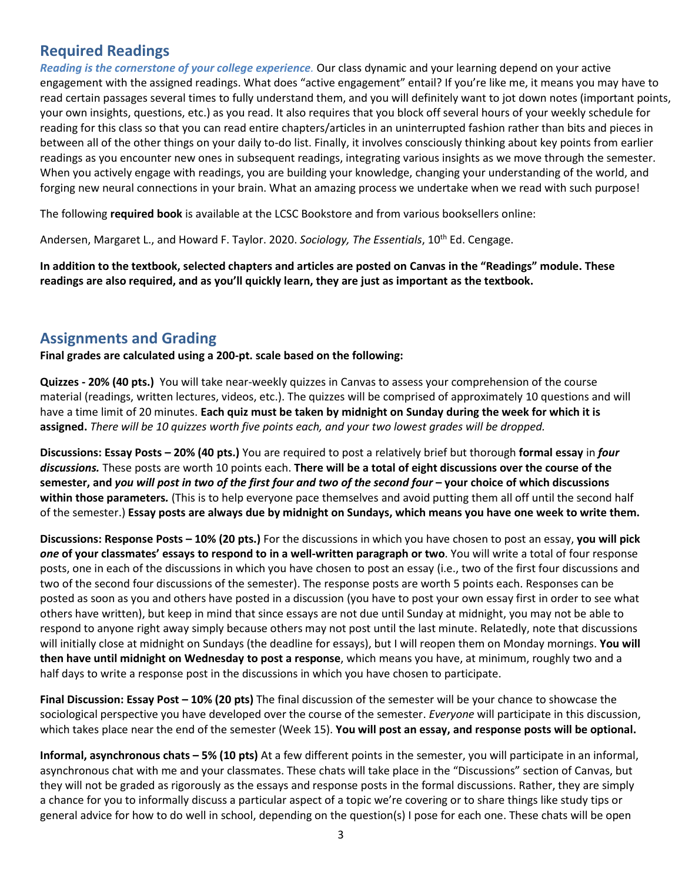## Required Readings

***Reading is the cornerstone of your college experience.*** Our class dynamic and your learning depend on your active engagement with the assigned readings. What does "active engagement" entail? If you're like me, it means you may have to read certain passages several times to fully understand them, and you will definitely want to jot down notes (important points, your own insights, questions, etc.) as you read. It also requires that you block off several hours of your weekly schedule for reading for this class so that you can read entire chapters/articles in an uninterrupted fashion rather than bits and pieces in between all of the other things on your daily to-do list. Finally, it involves consciously thinking about key points from earlier readings as you encounter new ones in subsequent readings, integrating various insights as we move through the semester. When you actively engage with readings, you are building your knowledge, changing your understanding of the world, and forging new neural connections in your brain. What an amazing process we undertake when we read with such purpose!

The following **required book** is available at the LCSC Bookstore and from various booksellers online:

Andersen, Margaret L., and Howard F. Taylor. 2020. *Sociology, The Essentials*, 10th Ed. Cengage.

**In addition to the textbook, selected chapters and articles are posted on Canvas in the "Readings" module. These readings are also required, and as you'll quickly learn, they are just as important as the textbook.**

## Assignments and Grading

**Final grades are calculated using a 200-pt. scale based on the following:**

**Quizzes - 20% (40 pts.)** You will take near-weekly quizzes in Canvas to assess your comprehension of the course material (readings, written lectures, videos, etc.). The quizzes will be comprised of approximately 10 questions and will have a time limit of 20 minutes. **Each quiz must be taken by midnight on Sunday during the week for which it is assigned.** *There will be 10 quizzes worth five points each, and your two lowest grades will be dropped.*

**Discussions: Essay Posts – 20% (40 pts.)** You are required to post a relatively brief but thorough **formal essay** in ***four discussions.*** These posts are worth 10 points each. **There will be a total of eight discussions over the course of the semester, and *you will post in two of the first four and two of the second four* – your choice of which discussions within those parameters.** (This is to help everyone pace themselves and avoid putting them all off until the second half of the semester.) **Essay posts are always due by midnight on Sundays, which means you have one week to write them.**

**Discussions: Response Posts – 10% (20 pts.)** For the discussions in which you have chosen to post an essay, **you will pick *one* of your classmates' essays to respond to in a well-written paragraph or two**. You will write a total of four response posts, one in each of the discussions in which you have chosen to post an essay (i.e., two of the first four discussions and two of the second four discussions of the semester). The response posts are worth 5 points each. Responses can be posted as soon as you and others have posted in a discussion (you have to post your own essay first in order to see what others have written), but keep in mind that since essays are not due until Sunday at midnight, you may not be able to respond to anyone right away simply because others may not post until the last minute. Relatedly, note that discussions will initially close at midnight on Sundays (the deadline for essays), but I will reopen them on Monday mornings. **You will then have until midnight on Wednesday to post a response**, which means you have, at minimum, roughly two and a half days to write a response post in the discussions in which you have chosen to participate.

**Final Discussion: Essay Post – 10% (20 pts)** The final discussion of the semester will be your chance to showcase the sociological perspective you have developed over the course of the semester. *Everyone* will participate in this discussion, which takes place near the end of the semester (Week 15). **You will post an essay, and response posts will be optional.**

**Informal, asynchronous chats – 5% (10 pts)** At a few different points in the semester, you will participate in an informal, asynchronous chat with me and your classmates. These chats will take place in the "Discussions" section of Canvas, but they will not be graded as rigorously as the essays and response posts in the formal discussions. Rather, they are simply a chance for you to informally discuss a particular aspect of a topic we're covering or to share things like study tips or general advice for how to do well in school, depending on the question(s) I pose for each one. These chats will be open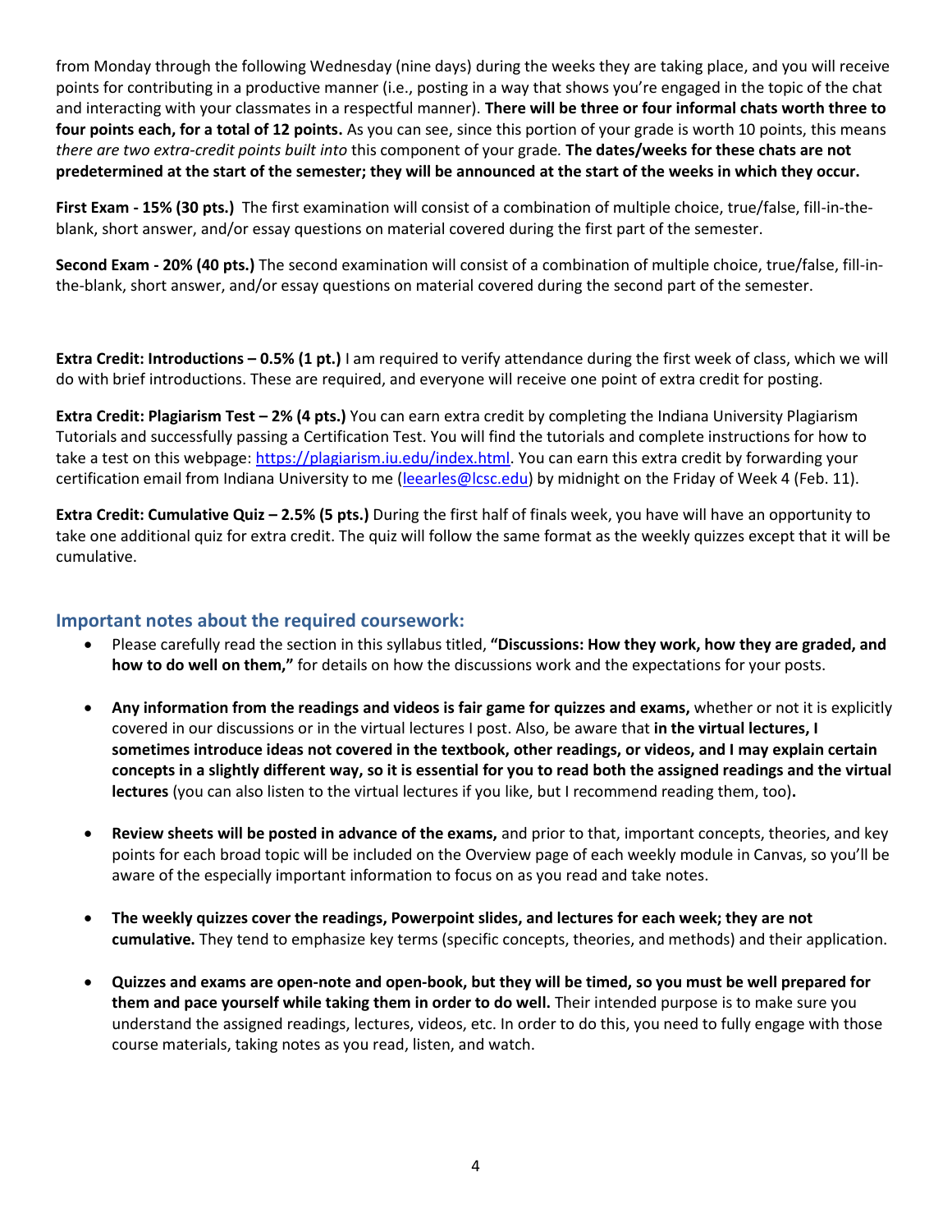from Monday through the following Wednesday (nine days) during the weeks they are taking place, and you will receive points for contributing in a productive manner (i.e., posting in a way that shows you're engaged in the topic of the chat and interacting with your classmates in a respectful manner). **There will be three or four informal chats worth three to four points each, for a total of 12 points.** As you can see, since this portion of your grade is worth 10 points, this means *there are two extra-credit points built into* this component of your grade. **The dates/weeks for these chats are not predetermined at the start of the semester; they will be announced at the start of the weeks in which they occur.**

**First Exam - 15% (30 pts.)** The first examination will consist of a combination of multiple choice, true/false, fill-in-the-blank, short answer, and/or essay questions on material covered during the first part of the semester.

**Second Exam - 20% (40 pts.)** The second examination will consist of a combination of multiple choice, true/false, fill-in-the-blank, short answer, and/or essay questions on material covered during the second part of the semester.

**Extra Credit: Introductions – 0.5% (1 pt.)** I am required to verify attendance during the first week of class, which we will do with brief introductions. These are required, and everyone will receive one point of extra credit for posting.

**Extra Credit: Plagiarism Test – 2% (4 pts.)** You can earn extra credit by completing the Indiana University Plagiarism Tutorials and successfully passing a Certification Test. You will find the tutorials and complete instructions for how to take a test on this webpage: https://plagiarism.iu.edu/index.html. You can earn this extra credit by forwarding your certification email from Indiana University to me (leearles@lcsc.edu) by midnight on the Friday of Week 4 (Feb. 11).

**Extra Credit: Cumulative Quiz – 2.5% (5 pts.)** During the first half of finals week, you have will have an opportunity to take one additional quiz for extra credit. The quiz will follow the same format as the weekly quizzes except that it will be cumulative.

## Important notes about the required coursework:

- Please carefully read the section in this syllabus titled, **"Discussions: How they work, how they are graded, and how to do well on them,"** for details on how the discussions work and the expectations for your posts.

- **Any information from the readings and videos is fair game for quizzes and exams,** whether or not it is explicitly covered in our discussions or in the virtual lectures I post. Also, be aware that **in the virtual lectures, I sometimes introduce ideas not covered in the textbook, other readings, or videos, and I may explain certain concepts in a slightly different way, so it is essential for you to read both the assigned readings and the virtual lectures** (you can also listen to the virtual lectures if you like, but I recommend reading them, too)**.**

- **Review sheets will be posted in advance of the exams,** and prior to that, important concepts, theories, and key points for each broad topic will be included on the Overview page of each weekly module in Canvas, so you'll be aware of the especially important information to focus on as you read and take notes.

- **The weekly quizzes cover the readings, Powerpoint slides, and lectures for each week; they are not cumulative.** They tend to emphasize key terms (specific concepts, theories, and methods) and their application.

- **Quizzes and exams are open-note and open-book, but they will be timed, so you must be well prepared for them and pace yourself while taking them in order to do well.** Their intended purpose is to make sure you understand the assigned readings, lectures, videos, etc. In order to do this, you need to fully engage with those course materials, taking notes as you read, listen, and watch.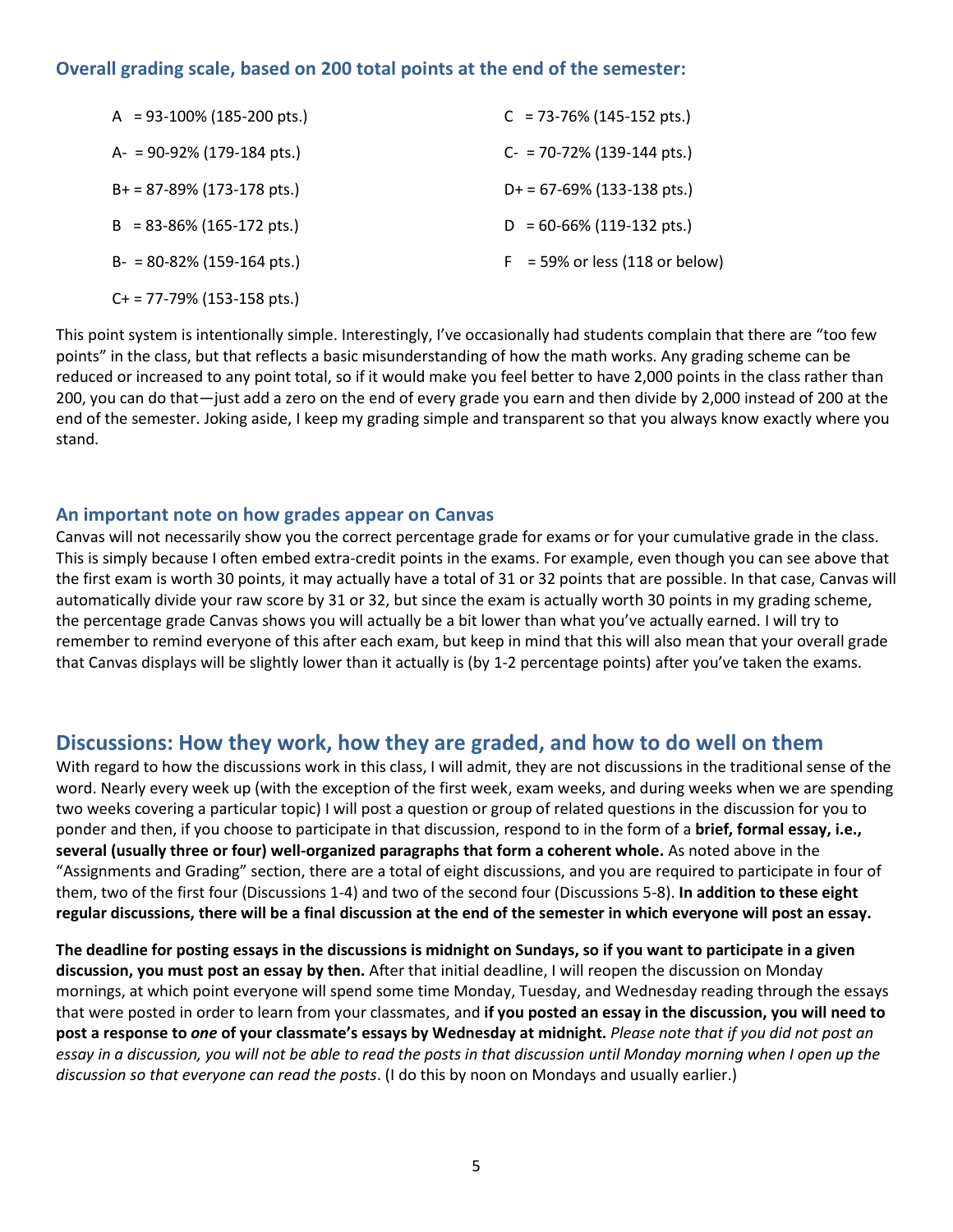### Overall grading scale, based on 200 total points at the end of the semester:

A = 93-100% (185-200 pts.)

A- = 90-92% (179-184 pts.)

B+ = 87-89% (173-178 pts.)

B = 83-86% (165-172 pts.)

B- = 80-82% (159-164 pts.)

C+ = 77-79% (153-158 pts.)

C = 73-76% (145-152 pts.)

C- = 70-72% (139-144 pts.)

D+ = 67-69% (133-138 pts.)

D = 60-66% (119-132 pts.)

F = 59% or less (118 or below)

This point system is intentionally simple. Interestingly, I've occasionally had students complain that there are "too few points" in the class, but that reflects a basic misunderstanding of how the math works. Any grading scheme can be reduced or increased to any point total, so if it would make you feel better to have 2,000 points in the class rather than 200, you can do that—just add a zero on the end of every grade you earn and then divide by 2,000 instead of 200 at the end of the semester. Joking aside, I keep my grading simple and transparent so that you always know exactly where you stand.

### An important note on how grades appear on Canvas

Canvas will not necessarily show you the correct percentage grade for exams or for your cumulative grade in the class. This is simply because I often embed extra-credit points in the exams. For example, even though you can see above that the first exam is worth 30 points, it may actually have a total of 31 or 32 points that are possible. In that case, Canvas will automatically divide your raw score by 31 or 32, but since the exam is actually worth 30 points in my grading scheme, the percentage grade Canvas shows you will actually be a bit lower than what you've actually earned. I will try to remember to remind everyone of this after each exam, but keep in mind that this will also mean that your overall grade that Canvas displays will be slightly lower than it actually is (by 1-2 percentage points) after you've taken the exams.

## Discussions: How they work, how they are graded, and how to do well on them

With regard to how the discussions work in this class, I will admit, they are not discussions in the traditional sense of the word. Nearly every week up (with the exception of the first week, exam weeks, and during weeks when we are spending two weeks covering a particular topic) I will post a question or group of related questions in the discussion for you to ponder and then, if you choose to participate in that discussion, respond to in the form of a **brief, formal essay, i.e., several (usually three or four) well-organized paragraphs that form a coherent whole.** As noted above in the "Assignments and Grading" section, there are a total of eight discussions, and you are required to participate in four of them, two of the first four (Discussions 1-4) and two of the second four (Discussions 5-8). **In addition to these eight regular discussions, there will be a final discussion at the end of the semester in which everyone will post an essay.**

**The deadline for posting essays in the discussions is midnight on Sundays, so if you want to participate in a given discussion, you must post an essay by then.** After that initial deadline, I will reopen the discussion on Monday mornings, at which point everyone will spend some time Monday, Tuesday, and Wednesday reading through the essays that were posted in order to learn from your classmates, and **if you posted an essay in the discussion, you will need to post a response to *one* of your classmate's essays by Wednesday at midnight.** *Please note that if you did not post an essay in a discussion, you will not be able to read the posts in that discussion until Monday morning when I open up the discussion so that everyone can read the posts*. (I do this by noon on Mondays and usually earlier.)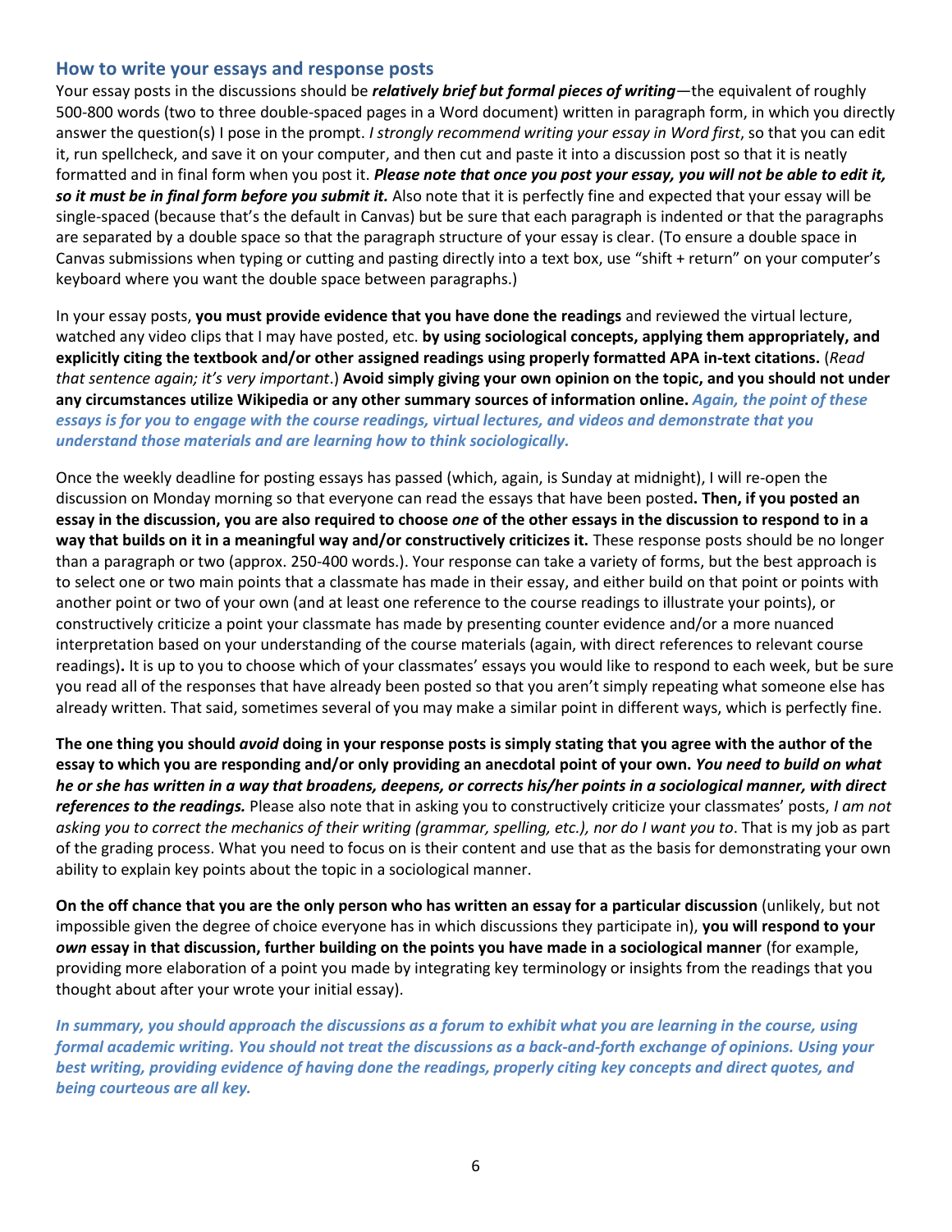## How to write your essays and response posts

Your essay posts in the discussions should be ***relatively brief but formal pieces of writing***—the equivalent of roughly 500-800 words (two to three double-spaced pages in a Word document) written in paragraph form, in which you directly answer the question(s) I pose in the prompt. *I strongly recommend writing your essay in Word first*, so that you can edit it, run spellcheck, and save it on your computer, and then cut and paste it into a discussion post so that it is neatly formatted and in final form when you post it. ***Please note that once you post your essay, you will not be able to edit it, so it must be in final form before you submit it.*** Also note that it is perfectly fine and expected that your essay will be single-spaced (because that's the default in Canvas) but be sure that each paragraph is indented or that the paragraphs are separated by a double space so that the paragraph structure of your essay is clear. (To ensure a double space in Canvas submissions when typing or cutting and pasting directly into a text box, use "shift + return" on your computer's keyboard where you want the double space between paragraphs.)

In your essay posts, **you must provide evidence that you have done the readings** and reviewed the virtual lecture, watched any video clips that I may have posted, etc. **by using sociological concepts, applying them appropriately, and explicitly citing the textbook and/or other assigned readings using properly formatted APA in-text citations.** (*Read that sentence again; it's very important*.) **Avoid simply giving your own opinion on the topic, and you should not under any circumstances utilize Wikipedia or any other summary sources of information online.** ***Again, the point of these essays is for you to engage with the course readings, virtual lectures, and videos and demonstrate that you understand those materials and are learning how to think sociologically.***

Once the weekly deadline for posting essays has passed (which, again, is Sunday at midnight), I will re-open the discussion on Monday morning so that everyone can read the essays that have been posted**. Then, if you posted an essay in the discussion, you are also required to choose *one* of the other essays in the discussion to respond to in a way that builds on it in a meaningful way and/or constructively criticizes it.** These response posts should be no longer than a paragraph or two (approx. 250-400 words.). Your response can take a variety of forms, but the best approach is to select one or two main points that a classmate has made in their essay, and either build on that point or points with another point or two of your own (and at least one reference to the course readings to illustrate your points), or constructively criticize a point your classmate has made by presenting counter evidence and/or a more nuanced interpretation based on your understanding of the course materials (again, with direct references to relevant course readings)**.** It is up to you to choose which of your classmates' essays you would like to respond to each week, but be sure you read all of the responses that have already been posted so that you aren't simply repeating what someone else has already written. That said, sometimes several of you may make a similar point in different ways, which is perfectly fine.

**The one thing you should *avoid* doing in your response posts is simply stating that you agree with the author of the essay to which you are responding and/or only providing an anecdotal point of your own. *You need to build on what he or she has written in a way that broadens, deepens, or corrects his/her points in a sociological manner, with direct references to the readings.*** Please also note that in asking you to constructively criticize your classmates' posts, *I am not asking you to correct the mechanics of their writing (grammar, spelling, etc.), nor do I want you to*. That is my job as part of the grading process. What you need to focus on is their content and use that as the basis for demonstrating your own ability to explain key points about the topic in a sociological manner.

**On the off chance that you are the only person who has written an essay for a particular discussion** (unlikely, but not impossible given the degree of choice everyone has in which discussions they participate in), **you will respond to your *own* essay in that discussion, further building on the points you have made in a sociological manner** (for example, providing more elaboration of a point you made by integrating key terminology or insights from the readings that you thought about after your wrote your initial essay).

***In summary, you should approach the discussions as a forum to exhibit what you are learning in the course, using formal academic writing. You should not treat the discussions as a back-and-forth exchange of opinions. Using your best writing, providing evidence of having done the readings, properly citing key concepts and direct quotes, and being courteous are all key.***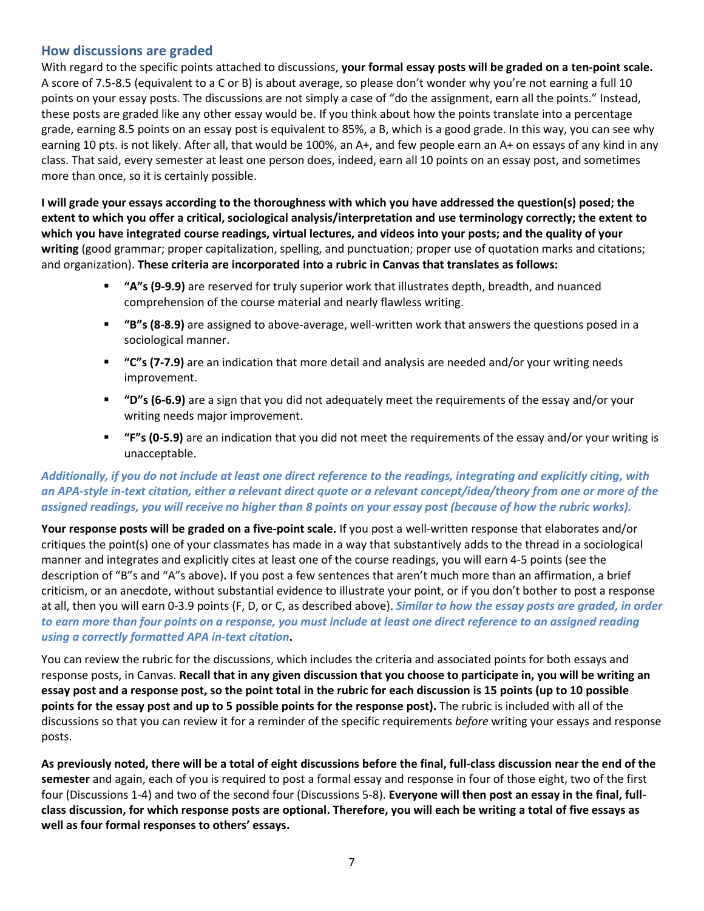## How discussions are graded

With regard to the specific points attached to discussions, **your formal essay posts will be graded on a ten-point scale.** A score of 7.5-8.5 (equivalent to a C or B) is about average, so please don't wonder why you're not earning a full 10 points on your essay posts. The discussions are not simply a case of "do the assignment, earn all the points." Instead, these posts are graded like any other essay would be. If you think about how the points translate into a percentage grade, earning 8.5 points on an essay post is equivalent to 85%, a B, which is a good grade. In this way, you can see why earning 10 pts. is not likely. After all, that would be 100%, an A+, and few people earn an A+ on essays of any kind in any class. That said, every semester at least one person does, indeed, earn all 10 points on an essay post, and sometimes more than once, so it is certainly possible.

**I will grade your essays according to the thoroughness with which you have addressed the question(s) posed; the extent to which you offer a critical, sociological analysis/interpretation and use terminology correctly; the extent to which you have integrated course readings, virtual lectures, and videos into your posts; and the quality of your writing** (good grammar; proper capitalization, spelling, and punctuation; proper use of quotation marks and citations; and organization). **These criteria are incorporated into a rubric in Canvas that translates as follows:**

- **"A"s (9-9.9)** are reserved for truly superior work that illustrates depth, breadth, and nuanced comprehension of the course material and nearly flawless writing.
- **"B"s (8-8.9)** are assigned to above-average, well-written work that answers the questions posed in a sociological manner.
- **"C"s (7-7.9)** are an indication that more detail and analysis are needed and/or your writing needs improvement.
- **"D"s (6-6.9)** are a sign that you did not adequately meet the requirements of the essay and/or your writing needs major improvement.
- **"F"s (0-5.9)** are an indication that you did not meet the requirements of the essay and/or your writing is unacceptable.

***Additionally, if you do not include at least one direct reference to the readings, integrating and explicitly citing, with an APA-style in-text citation, either a relevant direct quote or a relevant concept/idea/theory from one or more of the assigned readings, you will receive no higher than 8 points on your essay post (because of how the rubric works).***

**Your response posts will be graded on a five-point scale.** If you post a well-written response that elaborates and/or critiques the point(s) one of your classmates has made in a way that substantively adds to the thread in a sociological manner and integrates and explicitly cites at least one of the course readings, you will earn 4-5 points (see the description of "B"s and "A"s above)**.** If you post a few sentences that aren't much more than an affirmation, a brief criticism, or an anecdote, without substantial evidence to illustrate your point, or if you don't bother to post a response at all, then you will earn 0-3.9 points (F, D, or C, as described above). ***Similar to how the essay posts are graded, in order to earn more than four points on a response, you must include at least one direct reference to an assigned reading using a correctly formatted APA in-text citation*.**

You can review the rubric for the discussions, which includes the criteria and associated points for both essays and response posts, in Canvas. **Recall that in any given discussion that you choose to participate in, you will be writing an essay post and a response post, so the point total in the rubric for each discussion is 15 points (up to 10 possible points for the essay post and up to 5 possible points for the response post).** The rubric is included with all of the discussions so that you can review it for a reminder of the specific requirements *before* writing your essays and response posts.

**As previously noted, there will be a total of eight discussions before the final, full-class discussion near the end of the semester** and again, each of you is required to post a formal essay and response in four of those eight, two of the first four (Discussions 1-4) and two of the second four (Discussions 5-8). **Everyone will then post an essay in the final, full-class discussion, for which response posts are optional. Therefore, you will each be writing a total of five essays as well as four formal responses to others' essays.**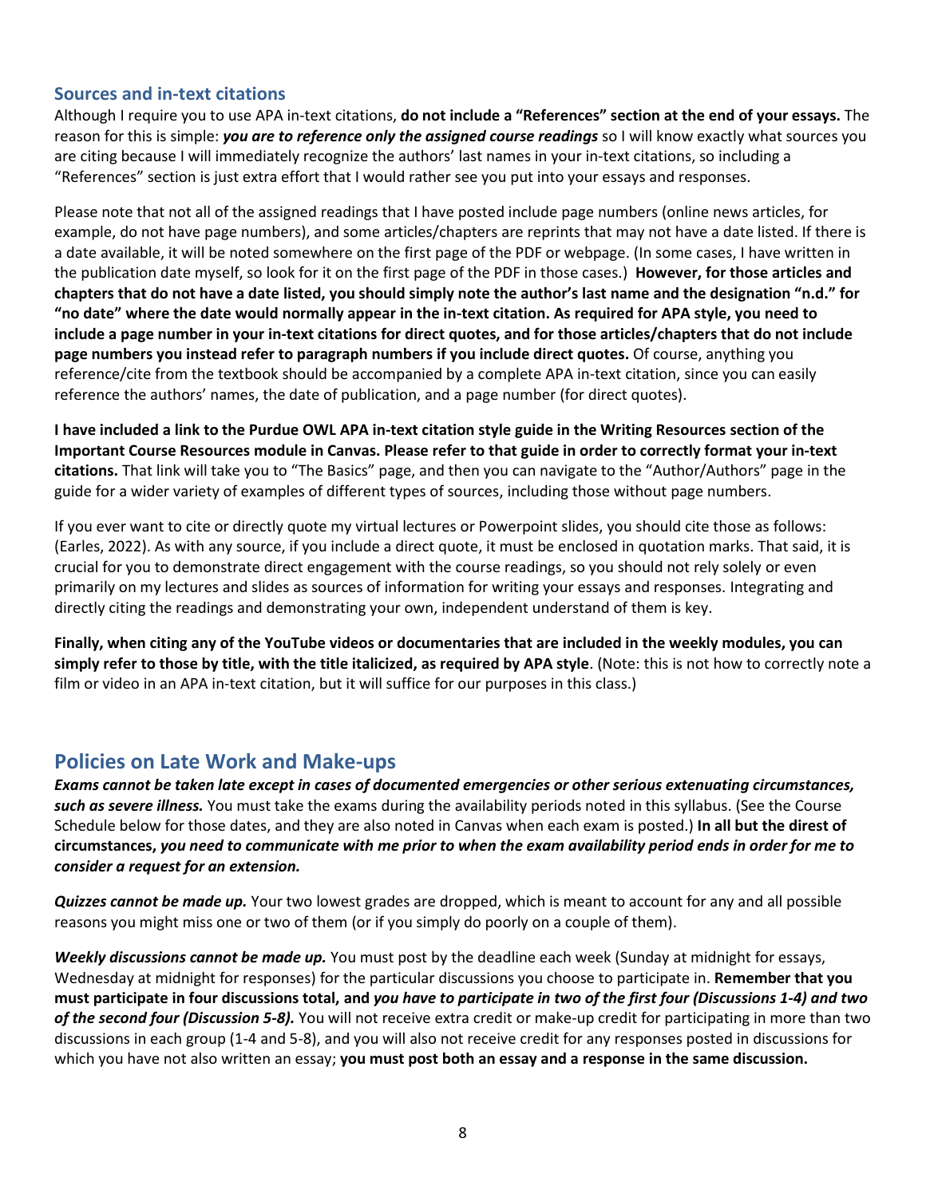### Sources and in-text citations

Although I require you to use APA in-text citations, **do not include a "References" section at the end of your essays.** The reason for this is simple: ***you are to reference only the assigned course readings*** so I will know exactly what sources you are citing because I will immediately recognize the authors' last names in your in-text citations, so including a "References" section is just extra effort that I would rather see you put into your essays and responses.

Please note that not all of the assigned readings that I have posted include page numbers (online news articles, for example, do not have page numbers), and some articles/chapters are reprints that may not have a date listed. If there is a date available, it will be noted somewhere on the first page of the PDF or webpage. (In some cases, I have written in the publication date myself, so look for it on the first page of the PDF in those cases.) **However, for those articles and chapters that do not have a date listed, you should simply note the author's last name and the designation "n.d." for "no date" where the date would normally appear in the in-text citation. As required for APA style, you need to include a page number in your in-text citations for direct quotes, and for those articles/chapters that do not include page numbers you instead refer to paragraph numbers if you include direct quotes.** Of course, anything you reference/cite from the textbook should be accompanied by a complete APA in-text citation, since you can easily reference the authors' names, the date of publication, and a page number (for direct quotes).

**I have included a link to the Purdue OWL APA in-text citation style guide in the Writing Resources section of the Important Course Resources module in Canvas. Please refer to that guide in order to correctly format your in-text citations.** That link will take you to "The Basics" page, and then you can navigate to the "Author/Authors" page in the guide for a wider variety of examples of different types of sources, including those without page numbers.

If you ever want to cite or directly quote my virtual lectures or Powerpoint slides, you should cite those as follows: (Earles, 2022). As with any source, if you include a direct quote, it must be enclosed in quotation marks. That said, it is crucial for you to demonstrate direct engagement with the course readings, so you should not rely solely or even primarily on my lectures and slides as sources of information for writing your essays and responses. Integrating and directly citing the readings and demonstrating your own, independent understand of them is key.

**Finally, when citing any of the YouTube videos or documentaries that are included in the weekly modules, you can simply refer to those by title, with the title italicized, as required by APA style**. (Note: this is not how to correctly note a film or video in an APA in-text citation, but it will suffice for our purposes in this class.)

## Policies on Late Work and Make-ups

***Exams cannot be taken late except in cases of documented emergencies or other serious extenuating circumstances, such as severe illness.*** You must take the exams during the availability periods noted in this syllabus. (See the Course Schedule below for those dates, and they are also noted in Canvas when each exam is posted.) **In all but the direst of circumstances, *you need to communicate with me prior to when the exam availability period ends in order for me to consider a request for an extension.***

***Quizzes cannot be made up.*** Your two lowest grades are dropped, which is meant to account for any and all possible reasons you might miss one or two of them (or if you simply do poorly on a couple of them).

***Weekly discussions cannot be made up.*** You must post by the deadline each week (Sunday at midnight for essays, Wednesday at midnight for responses) for the particular discussions you choose to participate in. **Remember that you must participate in four discussions total, and *you have to participate in two of the first four (Discussions 1-4) and two of the second four (Discussion 5-8).*** You will not receive extra credit or make-up credit for participating in more than two discussions in each group (1-4 and 5-8), and you will also not receive credit for any responses posted in discussions for which you have not also written an essay; **you must post both an essay and a response in the same discussion.**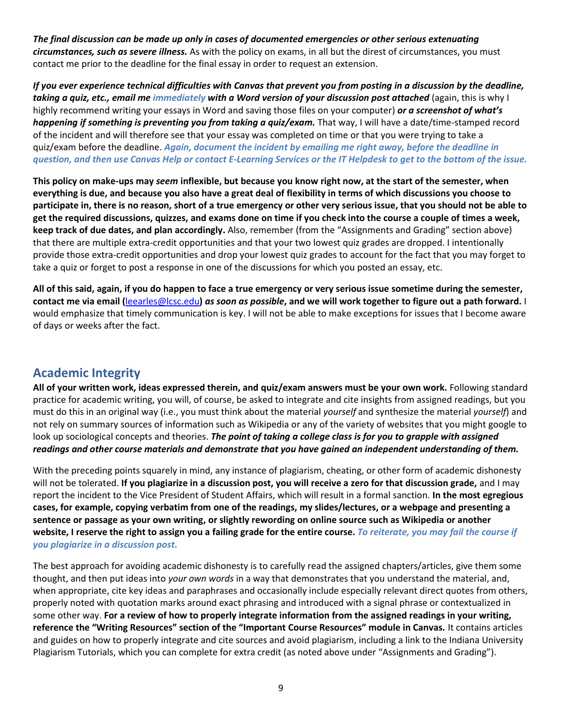***The final discussion can be made up only in cases of documented emergencies or other serious extenuating circumstances, such as severe illness.*** As with the policy on exams, in all but the direst of circumstances, you must contact me prior to the deadline for the final essay in order to request an extension.

***If you ever experience technical difficulties with Canvas that prevent you from posting in a discussion by the deadline, taking a quiz, etc., email me immediately with a Word version of your discussion post attached*** (again, this is why I highly recommend writing your essays in Word and saving those files on your computer) ***or a screenshot of what's happening if something is preventing you from taking a quiz/exam.*** That way, I will have a date/time-stamped record of the incident and will therefore see that your essay was completed on time or that you were trying to take a quiz/exam before the deadline. ***Again, document the incident by emailing me right away, before the deadline in question, and then use Canvas Help or contact E-Learning Services or the IT Helpdesk to get to the bottom of the issue.***

**This policy on make-ups may *seem* inflexible, but because you know right now, at the start of the semester, when everything is due, and because you also have a great deal of flexibility in terms of which discussions you choose to participate in, there is no reason, short of a true emergency or other very serious issue, that you should not be able to get the required discussions, quizzes, and exams done on time if you check into the course a couple of times a week, keep track of due dates, and plan accordingly.** Also, remember (from the "Assignments and Grading" section above) that there are multiple extra-credit opportunities and that your two lowest quiz grades are dropped. I intentionally provide those extra-credit opportunities and drop your lowest quiz grades to account for the fact that you may forget to take a quiz or forget to post a response in one of the discussions for which you posted an essay, etc.

**All of this said, again, if you do happen to face a true emergency or very serious issue sometime during the semester, contact me via email (leearles@lcsc.edu) *as soon as possible*, and we will work together to figure out a path forward.** I would emphasize that timely communication is key. I will not be able to make exceptions for issues that I become aware of days or weeks after the fact.

## Academic Integrity

**All of your written work, ideas expressed therein, and quiz/exam answers must be your own work.** Following standard practice for academic writing, you will, of course, be asked to integrate and cite insights from assigned readings, but you must do this in an original way (i.e., you must think about the material *yourself* and synthesize the material *yourself*) and not rely on summary sources of information such as Wikipedia or any of the variety of websites that you might google to look up sociological concepts and theories. ***The point of taking a college class is for you to grapple with assigned readings and other course materials and demonstrate that you have gained an independent understanding of them.***

With the preceding points squarely in mind, any instance of plagiarism, cheating, or other form of academic dishonesty will not be tolerated. **If you plagiarize in a discussion post, you will receive a zero for that discussion grade,** and I may report the incident to the Vice President of Student Affairs, which will result in a formal sanction. **In the most egregious cases, for example, copying verbatim from one of the readings, my slides/lectures, or a webpage and presenting a sentence or passage as your own writing, or slightly rewording on online source such as Wikipedia or another website, I reserve the right to assign you a failing grade for the entire course.** ***To reiterate, you may fail the course if you plagiarize in a discussion post.***

The best approach for avoiding academic dishonesty is to carefully read the assigned chapters/articles, give them some thought, and then put ideas into *your own words* in a way that demonstrates that you understand the material, and, when appropriate, cite key ideas and paraphrases and occasionally include especially relevant direct quotes from others, properly noted with quotation marks around exact phrasing and introduced with a signal phrase or contextualized in some other way. **For a review of how to properly integrate information from the assigned readings in your writing, reference the "Writing Resources" section of the "Important Course Resources" module in Canvas.** It contains articles and guides on how to properly integrate and cite sources and avoid plagiarism, including a link to the Indiana University Plagiarism Tutorials, which you can complete for extra credit (as noted above under "Assignments and Grading").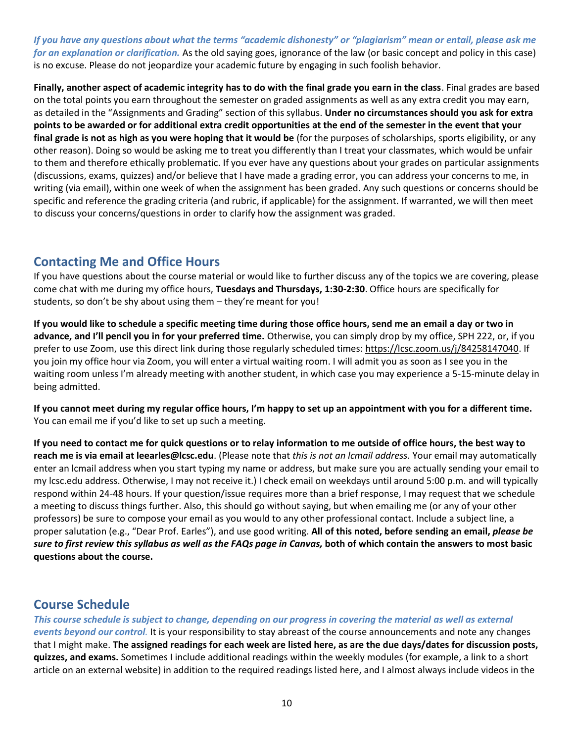***If you have any questions about what the terms "academic dishonesty" or "plagiarism" mean or entail, please ask me for an explanation or clarification.*** As the old saying goes, ignorance of the law (or basic concept and policy in this case) is no excuse. Please do not jeopardize your academic future by engaging in such foolish behavior.

**Finally, another aspect of academic integrity has to do with the final grade you earn in the class**. Final grades are based on the total points you earn throughout the semester on graded assignments as well as any extra credit you may earn, as detailed in the "Assignments and Grading" section of this syllabus. **Under no circumstances should you ask for extra points to be awarded or for additional extra credit opportunities at the end of the semester in the event that your final grade is not as high as you were hoping that it would be** (for the purposes of scholarships, sports eligibility, or any other reason). Doing so would be asking me to treat you differently than I treat your classmates, which would be unfair to them and therefore ethically problematic. If you ever have any questions about your grades on particular assignments (discussions, exams, quizzes) and/or believe that I have made a grading error, you can address your concerns to me, in writing (via email), within one week of when the assignment has been graded. Any such questions or concerns should be specific and reference the grading criteria (and rubric, if applicable) for the assignment. If warranted, we will then meet to discuss your concerns/questions in order to clarify how the assignment was graded.

## Contacting Me and Office Hours

If you have questions about the course material or would like to further discuss any of the topics we are covering, please come chat with me during my office hours, **Tuesdays and Thursdays, 1:30-2:30**. Office hours are specifically for students, so don't be shy about using them – they're meant for you!

**If you would like to schedule a specific meeting time during those office hours, send me an email a day or two in advance, and I'll pencil you in for your preferred time.** Otherwise, you can simply drop by my office, SPH 222, or, if you prefer to use Zoom, use this direct link during those regularly scheduled times: https://lcsc.zoom.us/j/84258147040. If you join my office hour via Zoom, you will enter a virtual waiting room. I will admit you as soon as I see you in the waiting room unless I'm already meeting with another student, in which case you may experience a 5-15-minute delay in being admitted.

**If you cannot meet during my regular office hours, I'm happy to set up an appointment with you for a different time.** You can email me if you'd like to set up such a meeting.

**If you need to contact me for quick questions or to relay information to me outside of office hours, the best way to reach me is via email at leearles@lcsc.edu**. (Please note that *this is not an lcmail address.* Your email may automatically enter an lcmail address when you start typing my name or address, but make sure you are actually sending your email to my lcsc.edu address. Otherwise, I may not receive it.) I check email on weekdays until around 5:00 p.m. and will typically respond within 24-48 hours. If your question/issue requires more than a brief response, I may request that we schedule a meeting to discuss things further. Also, this should go without saying, but when emailing me (or any of your other professors) be sure to compose your email as you would to any other professional contact. Include a subject line, a proper salutation (e.g., "Dear Prof. Earles"), and use good writing. **All of this noted, before sending an email, *please be sure to first review this syllabus as well as the FAQs page in Canvas,* both of which contain the answers to most basic questions about the course.**

## Course Schedule

***This course schedule is subject to change, depending on our progress in covering the material as well as external events beyond our control.*** It is your responsibility to stay abreast of the course announcements and note any changes that I might make. **The assigned readings for each week are listed here, as are the due days/dates for discussion posts, quizzes, and exams.** Sometimes I include additional readings within the weekly modules (for example, a link to a short article on an external website) in addition to the required readings listed here, and I almost always include videos in the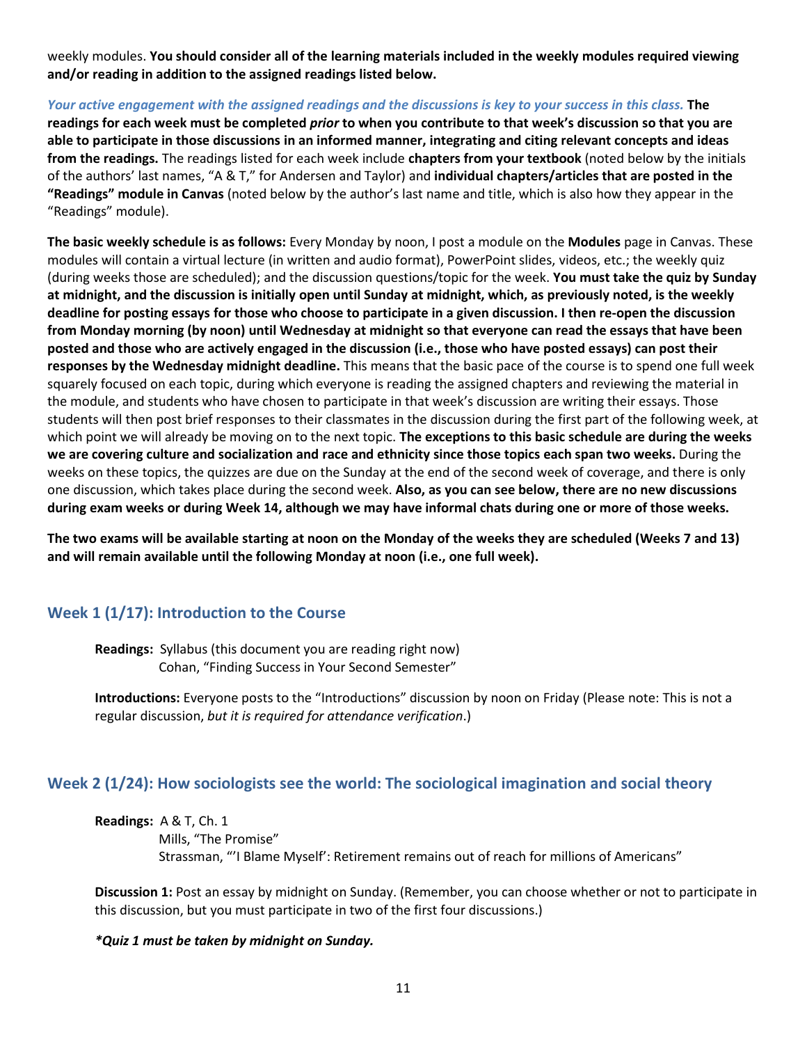weekly modules. **You should consider all of the learning materials included in the weekly modules required viewing and/or reading in addition to the assigned readings listed below.**

***Your active engagement with the assigned readings and the discussions is key to your success in this class.*** **The readings for each week must be completed *prior* to when you contribute to that week's discussion so that you are able to participate in those discussions in an informed manner, integrating and citing relevant concepts and ideas from the readings.** The readings listed for each week include **chapters from your textbook** (noted below by the initials of the authors' last names, "A & T," for Andersen and Taylor) and **individual chapters/articles that are posted in the "Readings" module in Canvas** (noted below by the author's last name and title, which is also how they appear in the "Readings" module).

**The basic weekly schedule is as follows:** Every Monday by noon, I post a module on the **Modules** page in Canvas. These modules will contain a virtual lecture (in written and audio format), PowerPoint slides, videos, etc.; the weekly quiz (during weeks those are scheduled); and the discussion questions/topic for the week. **You must take the quiz by Sunday at midnight, and the discussion is initially open until Sunday at midnight, which, as previously noted, is the weekly deadline for posting essays for those who choose to participate in a given discussion. I then re-open the discussion from Monday morning (by noon) until Wednesday at midnight so that everyone can read the essays that have been posted and those who are actively engaged in the discussion (i.e., those who have posted essays) can post their responses by the Wednesday midnight deadline.** This means that the basic pace of the course is to spend one full week squarely focused on each topic, during which everyone is reading the assigned chapters and reviewing the material in the module, and students who have chosen to participate in that week's discussion are writing their essays. Those students will then post brief responses to their classmates in the discussion during the first part of the following week, at which point we will already be moving on to the next topic. **The exceptions to this basic schedule are during the weeks we are covering culture and socialization and race and ethnicity since those topics each span two weeks.** During the weeks on these topics, the quizzes are due on the Sunday at the end of the second week of coverage, and there is only one discussion, which takes place during the second week. **Also, as you can see below, there are no new discussions during exam weeks or during Week 14, although we may have informal chats during one or more of those weeks.**

**The two exams will be available starting at noon on the Monday of the weeks they are scheduled (Weeks 7 and 13) and will remain available until the following Monday at noon (i.e., one full week).**

## Week 1 (1/17): Introduction to the Course

**Readings:** Syllabus (this document you are reading right now)
Cohan, "Finding Success in Your Second Semester"

**Introductions:** Everyone posts to the "Introductions" discussion by noon on Friday (Please note: This is not a regular discussion, *but it is required for attendance verification*.)

## Week 2 (1/24): How sociologists see the world: The sociological imagination and social theory

**Readings:** A & T, Ch. 1
Mills, "The Promise"
Strassman, "'I Blame Myself': Retirement remains out of reach for millions of Americans"

**Discussion 1:** Post an essay by midnight on Sunday. (Remember, you can choose whether or not to participate in this discussion, but you must participate in two of the first four discussions.)

***\*Quiz 1 must be taken by midnight on Sunday.***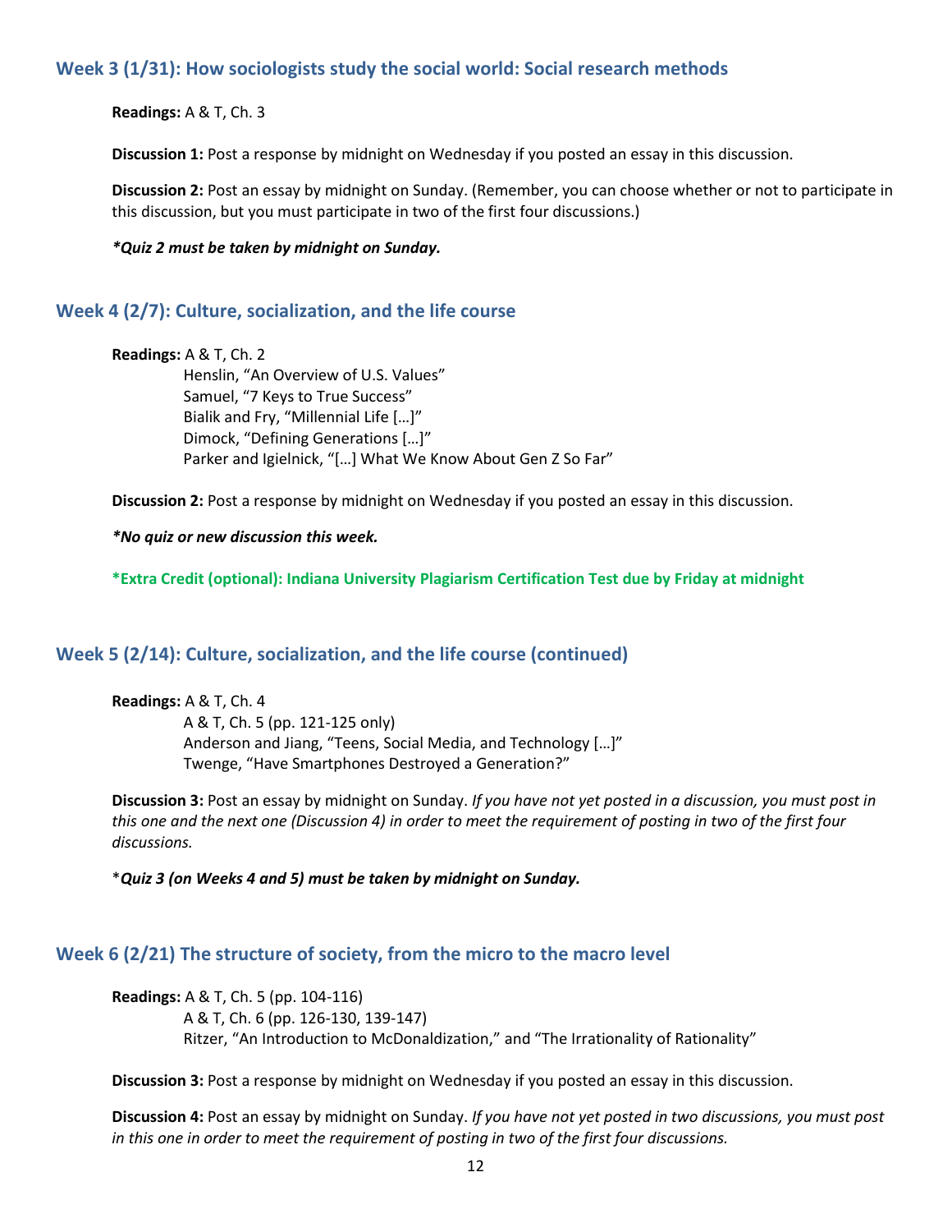### Week 3 (1/31): How sociologists study the social world: Social research methods

**Readings:** A & T, Ch. 3

**Discussion 1:** Post a response by midnight on Wednesday if you posted an essay in this discussion.

**Discussion 2:** Post an essay by midnight on Sunday. (Remember, you can choose whether or not to participate in this discussion, but you must participate in two of the first four discussions.)

***\*Quiz 2 must be taken by midnight on Sunday.***

### Week 4 (2/7): Culture, socialization, and the life course

**Readings:** A & T, Ch. 2
Henslin, "An Overview of U.S. Values"
Samuel, "7 Keys to True Success"
Bialik and Fry, "Millennial Life […]"
Dimock, "Defining Generations […]"
Parker and Igielnick, "[…] What We Know About Gen Z So Far"

**Discussion 2:** Post a response by midnight on Wednesday if you posted an essay in this discussion.

***\*No quiz or new discussion this week.***

**\*Extra Credit (optional): Indiana University Plagiarism Certification Test due by Friday at midnight**

### Week 5 (2/14): Culture, socialization, and the life course (continued)

**Readings:** A & T, Ch. 4
A & T, Ch. 5 (pp. 121-125 only)
Anderson and Jiang, "Teens, Social Media, and Technology […]"
Twenge, "Have Smartphones Destroyed a Generation?"

**Discussion 3:** Post an essay by midnight on Sunday. *If you have not yet posted in a discussion, you must post in this one and the next one (Discussion 4) in order to meet the requirement of posting in two of the first four discussions.*

\****Quiz 3 (on Weeks 4 and 5) must be taken by midnight on Sunday.***

### Week 6 (2/21) The structure of society, from the micro to the macro level

**Readings:** A & T, Ch. 5 (pp. 104-116)
A & T, Ch. 6 (pp. 126-130, 139-147)
Ritzer, "An Introduction to McDonaldization," and "The Irrationality of Rationality"

**Discussion 3:** Post a response by midnight on Wednesday if you posted an essay in this discussion.

**Discussion 4:** Post an essay by midnight on Sunday. *If you have not yet posted in two discussions, you must post in this one in order to meet the requirement of posting in two of the first four discussions.*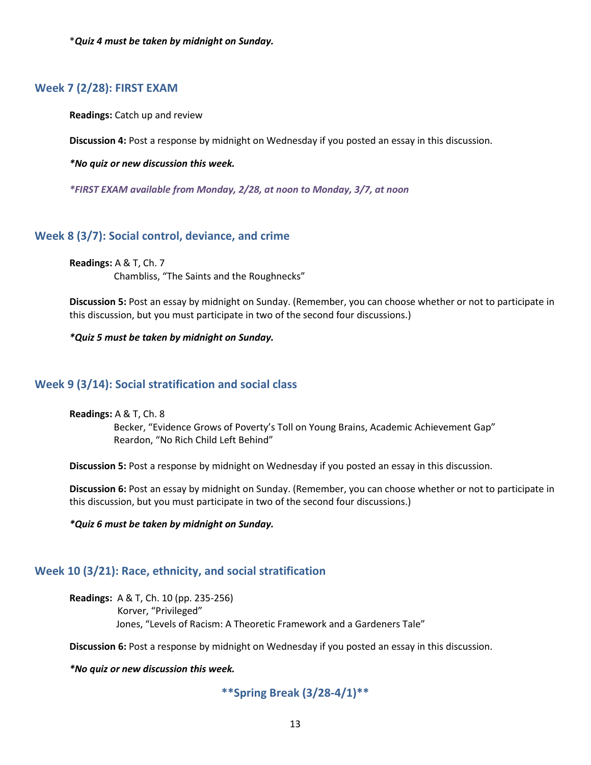**Quiz 4 must be taken by midnight on Sunday.*

## Week 7 (2/28): FIRST EXAM

**Readings:** Catch up and review

**Discussion 4:** Post a response by midnight on Wednesday if you posted an essay in this discussion.

***No quiz or new discussion this week.***

***FIRST EXAM available from Monday, 2/28, at noon to Monday, 3/7, at noon***

## Week 8 (3/7): Social control, deviance, and crime

**Readings:** A & T, Ch. 7
Chambliss, "The Saints and the Roughnecks"

**Discussion 5:** Post an essay by midnight on Sunday. (Remember, you can choose whether or not to participate in this discussion, but you must participate in two of the second four discussions.)

***Quiz 5 must be taken by midnight on Sunday.***

## Week 9 (3/14): Social stratification and social class

**Readings:** A & T, Ch. 8
Becker, "Evidence Grows of Poverty's Toll on Young Brains, Academic Achievement Gap"
Reardon, "No Rich Child Left Behind"

**Discussion 5:** Post a response by midnight on Wednesday if you posted an essay in this discussion.

**Discussion 6:** Post an essay by midnight on Sunday. (Remember, you can choose whether or not to participate in this discussion, but you must participate in two of the second four discussions.)

***Quiz 6 must be taken by midnight on Sunday.***

## Week 10 (3/21): Race, ethnicity, and social stratification

**Readings:** A & T, Ch. 10 (pp. 235-256)
Korver, "Privileged"
Jones, "Levels of Racism: A Theoretic Framework and a Gardeners Tale"

**Discussion 6:** Post a response by midnight on Wednesday if you posted an essay in this discussion.

***No quiz or new discussion this week.***

**\*\*Spring Break (3/28-4/1)\*\***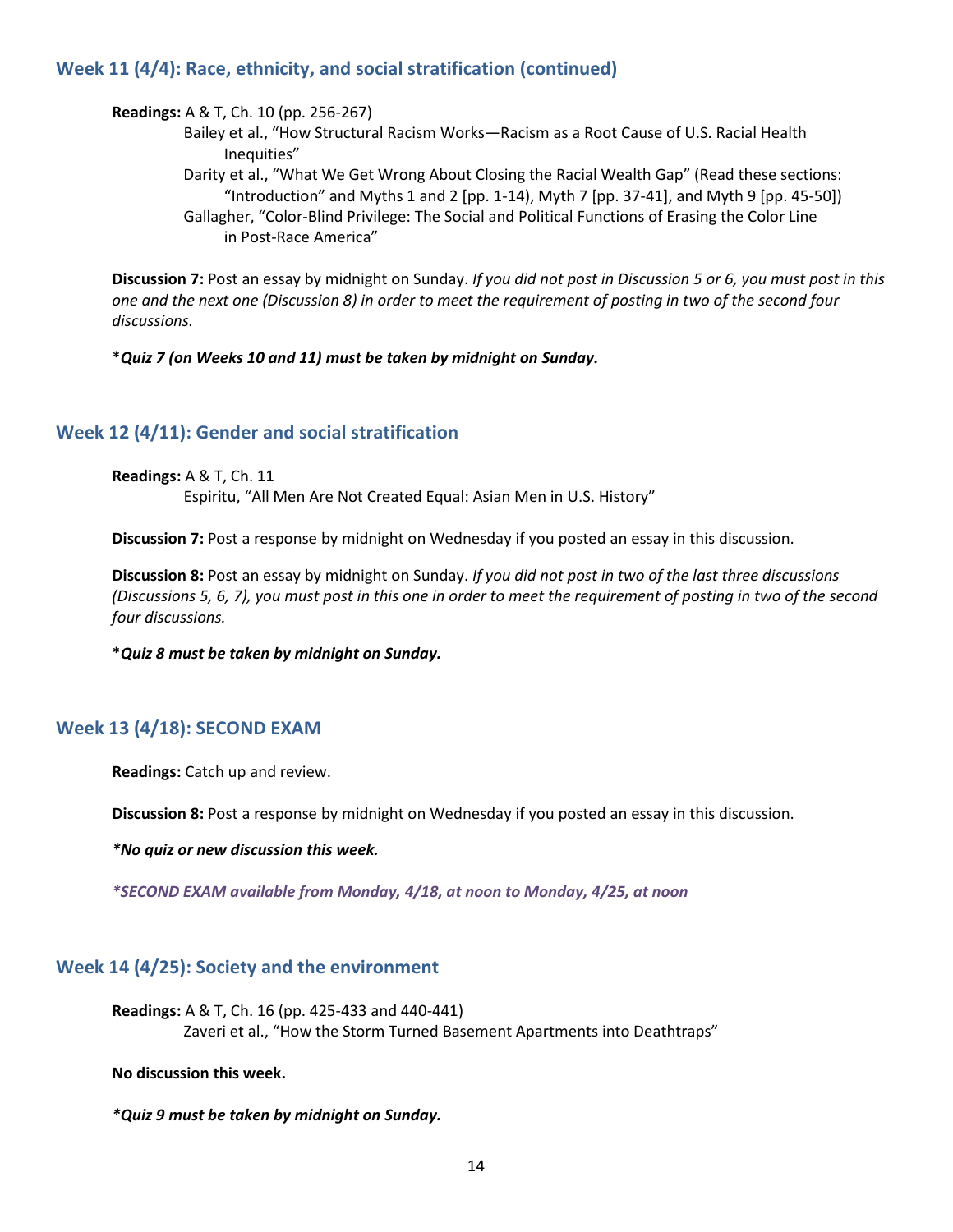## Week 11 (4/4): Race, ethnicity, and social stratification (continued)

**Readings:** A & T, Ch. 10 (pp. 256-267)
Bailey et al., "How Structural Racism Works—Racism as a Root Cause of U.S. Racial Health Inequities"
Darity et al., "What We Get Wrong About Closing the Racial Wealth Gap" (Read these sections: "Introduction" and Myths 1 and 2 [pp. 1-14), Myth 7 [pp. 37-41], and Myth 9 [pp. 45-50])
Gallagher, "Color-Blind Privilege: The Social and Political Functions of Erasing the Color Line in Post-Race America"

**Discussion 7:** Post an essay by midnight on Sunday. *If you did not post in Discussion 5 or 6, you must post in this one and the next one (Discussion 8) in order to meet the requirement of posting in two of the second four discussions.*

\****Quiz 7 (on Weeks 10 and 11) must be taken by midnight on Sunday.***

## Week 12 (4/11): Gender and social stratification

**Readings:** A & T, Ch. 11
Espiritu, "All Men Are Not Created Equal: Asian Men in U.S. History"

**Discussion 7:** Post a response by midnight on Wednesday if you posted an essay in this discussion.

**Discussion 8:** Post an essay by midnight on Sunday. *If you did not post in two of the last three discussions (Discussions 5, 6, 7), you must post in this one in order to meet the requirement of posting in two of the second four discussions.*

\****Quiz 8 must be taken by midnight on Sunday.***

## Week 13 (4/18): SECOND EXAM

**Readings:** Catch up and review.

**Discussion 8:** Post a response by midnight on Wednesday if you posted an essay in this discussion.

***\*No quiz or new discussion this week.***

***\*SECOND EXAM available from Monday, 4/18, at noon to Monday, 4/25, at noon***

## Week 14 (4/25): Society and the environment

**Readings:** A & T, Ch. 16 (pp. 425-433 and 440-441)
Zaveri et al., "How the Storm Turned Basement Apartments into Deathtraps"

**No discussion this week.**

***\*Quiz 9 must be taken by midnight on Sunday.***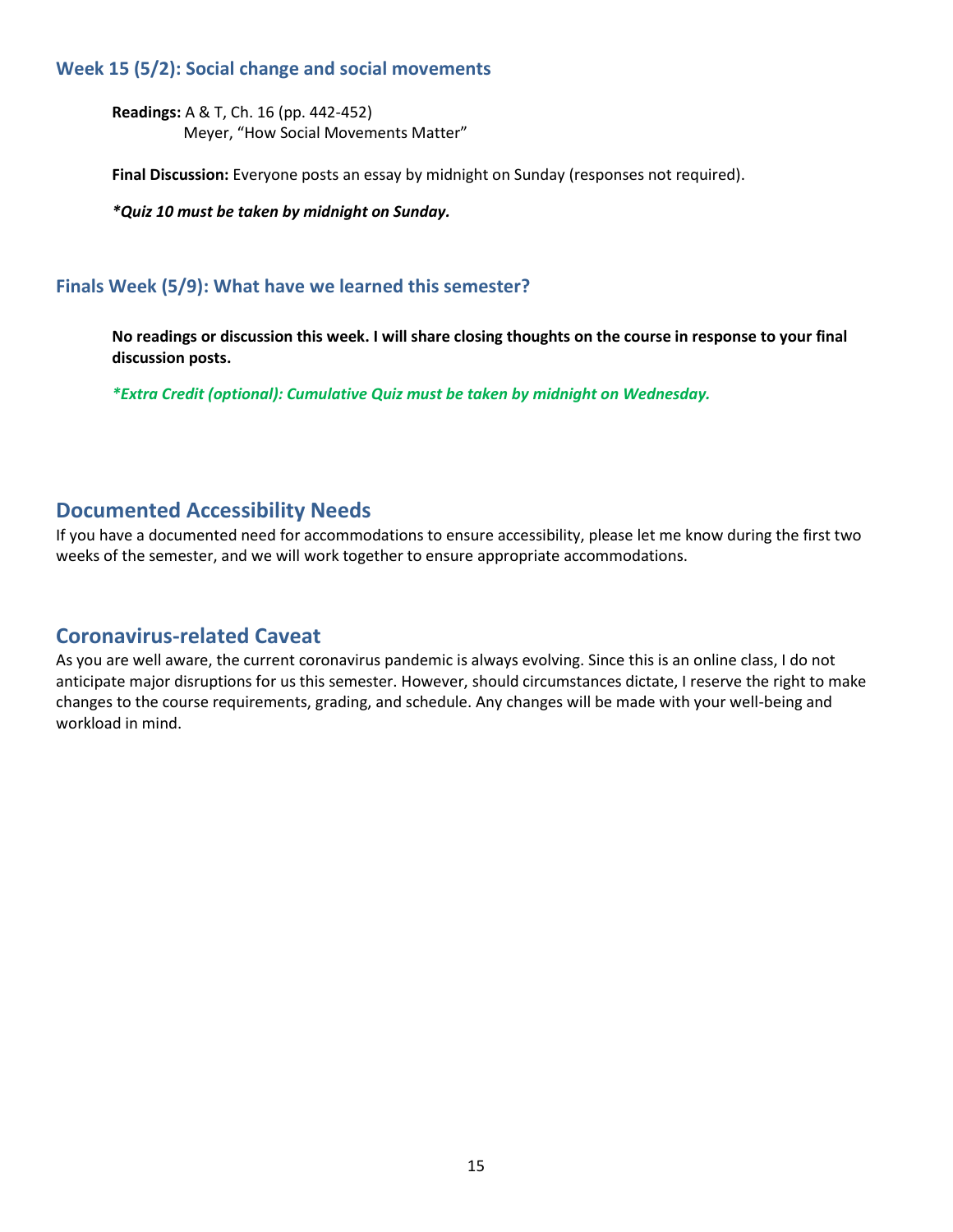### Week 15 (5/2): Social change and social movements

**Readings:** A & T, Ch. 16 (pp. 442-452)
Meyer, "How Social Movements Matter"

**Final Discussion:** Everyone posts an essay by midnight on Sunday (responses not required).

***Quiz 10 must be taken by midnight on Sunday.***

### Finals Week (5/9): What have we learned this semester?

**No readings or discussion this week. I will share closing thoughts on the course in response to your final discussion posts.**

***Extra Credit (optional): Cumulative Quiz must be taken by midnight on Wednesday.***

## Documented Accessibility Needs

If you have a documented need for accommodations to ensure accessibility, please let me know during the first two weeks of the semester, and we will work together to ensure appropriate accommodations.

## Coronavirus-related Caveat

As you are well aware, the current coronavirus pandemic is always evolving. Since this is an online class, I do not anticipate major disruptions for us this semester. However, should circumstances dictate, I reserve the right to make changes to the course requirements, grading, and schedule. Any changes will be made with your well-being and workload in mind.